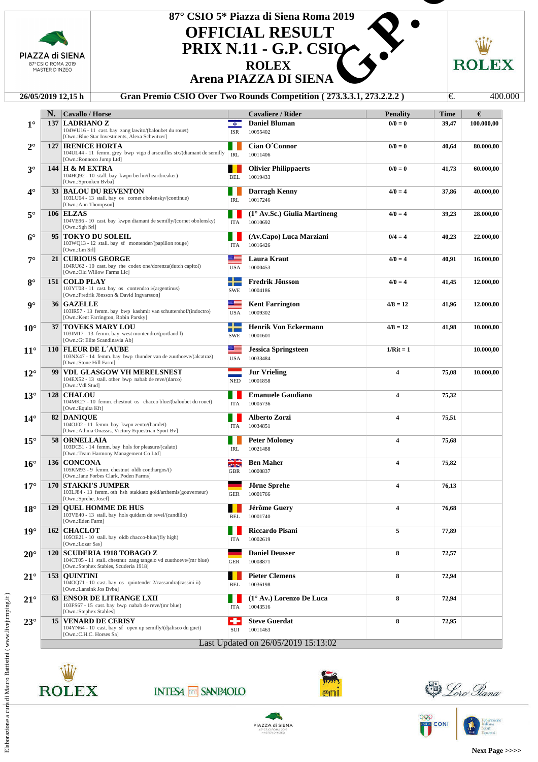# 87° CSIO 5* Piazza di Siena Roma 2019

## OFFICIAL RESULT

## PRIX N.11 - G.P. CSIO

## ROLEX

## Arena PIAZZA DI SIENA

**26/05/2019 12,15 h** — **Gran Premio CSIO Over Two Rounds Competition ( 273.3.3.1, 273.2.2.2 )** — €. 400.000

| | N. | Cavallo / Horse | | Cavaliere / Rider | Penality | Time | € |
|---|---|---|---|---|---|---|---|
| 1° | 137 | **LADRIANO Z**<br>104WU16 - 11 cast. bay zang lawito/(baloubet du rouet)<br>[Own.:Blue Star Investments, Alexa Schwitzer] | ISR | **Daniel Bluman**<br>10055402 | 0/0 = 0 | 39,47 | 100.000,00 |
| 2° | 127 | **IRENICE HORTA**<br>104UL44 - 11 femm. grey bwp vigo d arsouilles stx/(diamant de semilly)<br>[Own.:Ronnoco Jump Ltd] | IRL | **Cian O´Connor**<br>10011406 | 0/0 = 0 | 40,64 | 80.000,00 |
| 3° | 144 | **H & M EXTRA**<br>104HQ92 - 10 stall. bay kwpn berlin/(heartbreaker)<br>[Own.:Spronken Bvba] | BEL | **Olivier Philippaerts**<br>10019433 | 0/0 = 0 | 41,73 | 60.000,00 |
| 4° | 33 | **BALOU DU REVENTON**<br>103LU64 - 13 stall. bay os cornet obolensky/(continue)<br>[Own.:Ann Thompson] | IRL | **Darragh Kenny**<br>10017246 | 4/0 = 4 | 37,86 | 40.000,00 |
| 5° | 106 | **ELZAS**<br>104VE96 - 10 cast. bay kwpn diamant de semilly/(cornet obolensky)<br>[Own.:Sgh Srl] | ITA | **(1° Av.Sc.) Giulia Martineng**<br>10010692 | 4/0 = 4 | 39,23 | 28.000,00 |
| 6° | 95 | **TOKYO DU SOLEIL**<br>103WQ13 - 12 stall. bay sf montender/(papillon rouge)<br>[Own.:Lm Srl] | ITA | **(Av.Capo) Luca Marziani**<br>10016426 | 0/4 = 4 | 40,23 | 22.000,00 |
| 7° | 21 | **CURIOUS GEORGE**<br>104RU62 - 10 cast. bay rhe codex one/dorenza(dutch capitol)<br>[Own.:Old Willow Farms Llc] | USA | **Laura Kraut**<br>10000453 | 4/0 = 4 | 40,91 | 16.000,00 |
| 8° | 151 | **COLD PLAY**<br>103YT08 - 11 cast. bay os contendro i/(argentinus)<br>[Own.:Fredrik Jönsson & David Ingvarsson] | SWE | **Fredrik Jönsson**<br>10004186 | 4/0 = 4 | 41,45 | 12.000,00 |
| 9° | 36 | **GAZELLE**<br>103IR57 - 13 femm. bay bwp kashmir van schuttershof/(indoctro)<br>[Own.:Kent Farrington, Robin Parsky] | USA | **Kent Farrington**<br>10009302 | 4/8 = 12 | 41,96 | 12.000,00 |
| 10° | 37 | **TOVEKS MARY LOU**<br>103IM17 - 13 femm. bay west montendro/(portland l)<br>[Own.:Gt Elite Scandinavia Ab] | SWE | **Henrik Von Eckermann**<br>10001601 | 4/8 = 12 | 41,98 | 10.000,00 |
| 11° | 110 | **FLEUR DE L´AUBE**<br>103NX47 - 14 femm. bay bwp thunder van de zuuthoeve/(alcatraz)<br>[Own.:Stone Hill Farm] | USA | **Jessica Springsteen**<br>10033484 | 1/Rit = 1 | | 10.000,00 |
| 12° | 99 | **VDL GLASGOW VH MERELSNEST**<br>104EX52 - 13 stall. other bwp nabab de reve/(darco)<br>[Own.:Vdl Stud] | NED | **Jur Vrieling**<br>10001858 | 4 | 75,08 | 10.000,00 |
| 13° | 128 | **CHALOU**<br>104MK27 - 10 femm. chestnut os chacco blue/(baloubet du rouet)<br>[Own.:Equita Kft] | ITA | **Emanuele Gaudiano**<br>10005736 | 4 | 75,32 | |
| 14° | 82 | **DANIQUE**<br>104OJ02 - 11 femm. bay kwpn zento/(hamlet)<br>[Own.:Athina Onassis, Victory Equestrian Sport Bv] | ITA | **Alberto Zorzi**<br>10034851 | 4 | 75,51 | |
| 15° | 58 | **ORNELLAIA**<br>103DC51 - 14 femm. bay hols for pleasure/(calato)<br>[Own.:Team Harmony Management Co Ltd] | IRL | **Peter Moloney**<br>10021488 | 4 | 75,68 | |
| 16° | 136 | **CONCONA**<br>105KM93 - 9 femm. chestnut oldb conthargos/()<br>[Own.:Jane Forbes Clark, Poden Farms] | GBR | **Ben Maher**<br>10000837 | 4 | 75,82 | |
| 17° | 170 | **STAKKI'S JUMPER**<br>103LJ84 - 13 femm. oth hsh stakkato gold/arthemis(gouverneur)<br>[Own.:Sprehe, Josef] | GER | **Jörne Sprehe**<br>10001766 | 4 | 76,13 | |
| 18° | 129 | **QUEL HOMME DE HUS**<br>103VE40 - 13 stall. bay hols quidam de revel/(candillo)<br>[Own.:Eden Farm] | BEL | **Jérôme Guery**<br>10001740 | 4 | 76,68 | |
| 19° | 162 | **CHACLOT**<br>105OE21 - 10 stall. bay oldb chacco-blue/(fly high)<br>[Own.:Lozar Sas] | ITA | **Riccardo Pisani**<br>10002619 | 5 | 77,89 | |
| 20° | 120 | **SCUDERIA 1918 TOBAGO Z**<br>104CT05 - 11 stall. chestnut zang tangelo vd zuuthoeve/(mr blue)<br>[Own.:Stephex Stables, Scuderia 1918] | GER | **Daniel Deusser**<br>10008871 | 8 | 72,57 | |
| 21° | 153 | **QUINTINI**<br>104OQ71 - 10 cast. bay os quintender 2/cassandra(cassini ii)<br>[Own.:Lansink Jos Bvba] | BEL | **Pieter Clemens**<br>10036198 | 8 | 72,94 | |
| 21° | 63 | **ENSOR DE LITRANGE LXII**<br>103FS67 - 15 cast. bay bwp nabab de reve/(mr blue)<br>[Own.:Stephex Stables] | ITA | **(1° Av.) Lorenzo De Luca**<br>10043516 | 8 | 72,94 | |
| 23° | 15 | **VENARD DE CERISY**<br>104YN64 - 10 cast. bay sf open up semilly/(djalisco du guet)<br>[Own.:C.H.C. Horses Sa] | SUI | **Steve Guerdat**<br>10011463 | 8 | 72,95 | |

Last Updated on 26/05/2019 15:13:02

Elaborazione a cura di Mauro Battistini ( www.livejumping.it )

Next Page >>>>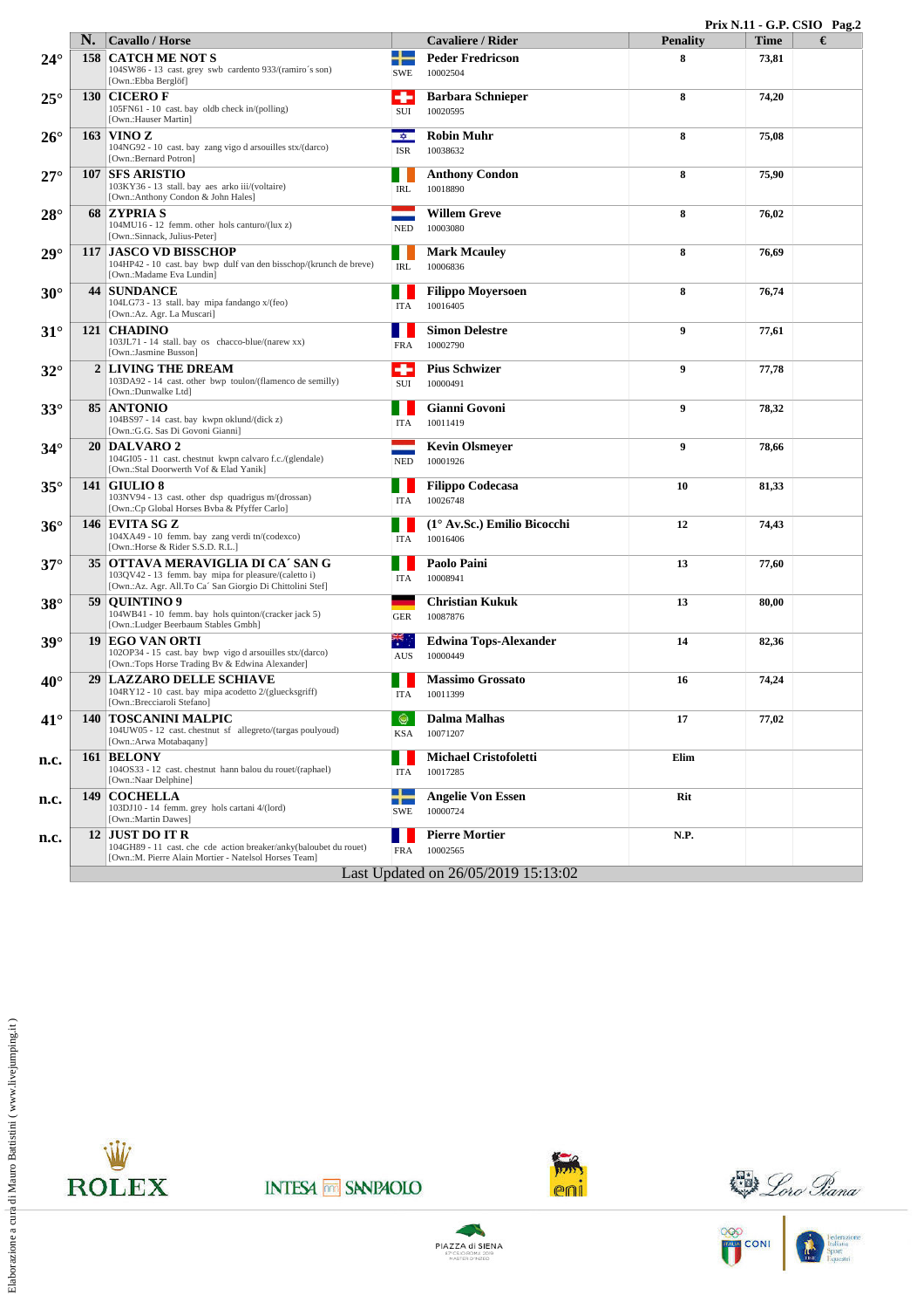Prix N.11 - G.P. CSIO

| | N. | Cavallo / Horse | | Cavaliere / Rider | Penality | Time | € |
|---|---|---|---|---|---|---|---|
| 24° | 158 | **CATCH ME NOT S**<br>104SW86 - 13 cast. grey swb cardento 933/(ramiro´s son)<br>[Own.:Ebba Berglöf] | SWE | **Peder Fredricson**<br>10002504 | 8 | 73,81 | |
| 25° | 130 | **CICERO F**<br>105FN61 - 10 cast. bay oldb check in/(polling)<br>[Own.:Hauser Martin] | SUI | **Barbara Schnieper**<br>10020595 | 8 | 74,20 | |
| 26° | 163 | **VINO Z**<br>104NG92 - 10 cast. bay zang vigo d arsouilles stx/(darco)<br>[Own.:Bernard Potron] | ISR | **Robin Muhr**<br>10038632 | 8 | 75,08 | |
| 27° | 107 | **SFS ARISTIO**<br>103KY36 - 13 stall. bay aes arko iii/(voltaire)<br>[Own.:Anthony Condon & John Hales] | IRL | **Anthony Condon**<br>10018890 | 8 | 75,90 | |
| 28° | 68 | **ZYPRIA S**<br>104MU16 - 12 femm. other hols canturo/(lux z)<br>[Own.:Sinnack, Julius-Peter] | NED | **Willem Greve**<br>10003080 | 8 | 76,02 | |
| 29° | 117 | **JASCO VD BISSCHOP**<br>104HP42 - 10 cast. bay bwp dulf van den bisschop/(krunch de breve)<br>[Own.:Madame Eva Lundin] | IRL | **Mark Mcauley**<br>10006836 | 8 | 76,69 | |
| 30° | 44 | **SUNDANCE**<br>104LG73 - 13 stall. bay mipa fandango x/(feo)<br>[Own.:Az. Agr. La Muscari] | ITA | **Filippo Moyersoen**<br>10016405 | 8 | 76,74 | |
| 31° | 121 | **CHADINO**<br>103JL71 - 14 stall. bay os chacco-blue/(narew xx)<br>[Own.:Jasmine Busson] | FRA | **Simon Delestre**<br>10002790 | 9 | 77,61 | |
| 32° | 2 | **LIVING THE DREAM**<br>103DA92 - 14 cast. other bwp toulon/(flamenco de semilly)<br>[Own.:Dunwalke Ltd] | SUI | **Pius Schwizer**<br>10000491 | 9 | 77,78 | |
| 33° | 85 | **ANTONIO**<br>104BS97 - 14 cast. bay kwpn oklund/(dick z)<br>[Own.:G.G. Sas Di Govoni Gianni] | ITA | **Gianni Govoni**<br>10011419 | 9 | 78,32 | |
| 34° | 20 | **DALVARO 2**<br>104GI05 - 11 cast. chestnut kwpn calvaro f.c./(glendale)<br>[Own.:Stal Doorwerth Vof & Elad Yanik] | NED | **Kevin Olsmeyer**<br>10001926 | 9 | 78,66 | |
| 35° | 141 | **GIULIO 8**<br>103NV94 - 13 cast. other dsp quadrigus m/(drossan)<br>[Own.:Cp Global Horses Bvba & Pfyffer Carlo] | ITA | **Filippo Codecasa**<br>10026748 | 10 | 81,33 | |
| 36° | 146 | **EVITA SG Z**<br>104XA49 - 10 femm. bay zang verdi tn/(codexco)<br>[Own.:Horse & Rider S.S.D. R.L.] | ITA | **(1° Av.Sc.) Emilio Bicocchi**<br>10016406 | 12 | 74,43 | |
| 37° | 35 | **OTTAVA MERAVIGLIA DI CA´ SAN G**<br>103QV42 - 13 femm. bay mipa for pleasure/(caletto i)<br>[Own.:Az. Agr. All.To Ca´ San Giorgio Di Chittolini Stef] | ITA | **Paolo Paini**<br>10008941 | 13 | 77,60 | |
| 38° | 59 | **QUINTINO 9**<br>104WB41 - 10 femm. bay hols quinton/(cracker jack 5)<br>[Own.:Ludger Beerbaum Stables Gmbh] | GER | **Christian Kukuk**<br>10087876 | 13 | 80,00 | |
| 39° | 19 | **EGO VAN ORTI**<br>102OP34 - 15 cast. bay bwp vigo d arsouilles stx/(darco)<br>[Own.:Tops Horse Trading Bv & Edwina Alexander] | AUS | **Edwina Tops-Alexander**<br>10000449 | 14 | 82,36 | |
| 40° | 29 | **LAZZARO DELLE SCHIAVE**<br>104RY12 - 10 cast. bay mipa acodetto 2/(gluecksgriff)<br>[Own.:Brecciaroli Stefano] | ITA | **Massimo Grossato**<br>10011399 | 16 | 74,24 | |
| 41° | 140 | **TOSCANINI MALPIC**<br>104UW05 - 12 cast. chestnut sf allegreto/(targas poulyoud)<br>[Own.:Arwa Motabaqany] | KSA | **Dalma Malhas**<br>10071207 | 17 | 77,02 | |
| n.c. | 161 | **BELONY**<br>104OS33 - 12 cast. chestnut hann balou du rouet/(raphael)<br>[Own.:Naar Delphine] | ITA | **Michael Cristofoletti**<br>10017285 | Elim | | |
| n.c. | 149 | **COCHELLA**<br>103DJ10 - 14 femm. grey hols cartani 4/(lord)<br>[Own.:Martin Dawes] | SWE | **Angelie Von Essen**<br>10000724 | Rit | | |
| n.c. | 12 | **JUST DO IT R**<br>104GH89 - 11 cast. che cde action breaker/anky(baloubet du rouet)<br>[Own.:M. Pierre Alain Mortier - Natelsol Horses Team] | FRA | **Pierre Mortier**<br>10002565 | N.P. | | |

Last Updated on 26/05/2019 15:13:02

Elaborazione a cura di Mauro Battistini ( www.livejumping.it )

ROLEX INTESA SANPAOLO eni Loro Piana PIAZZA di SIENA CONI